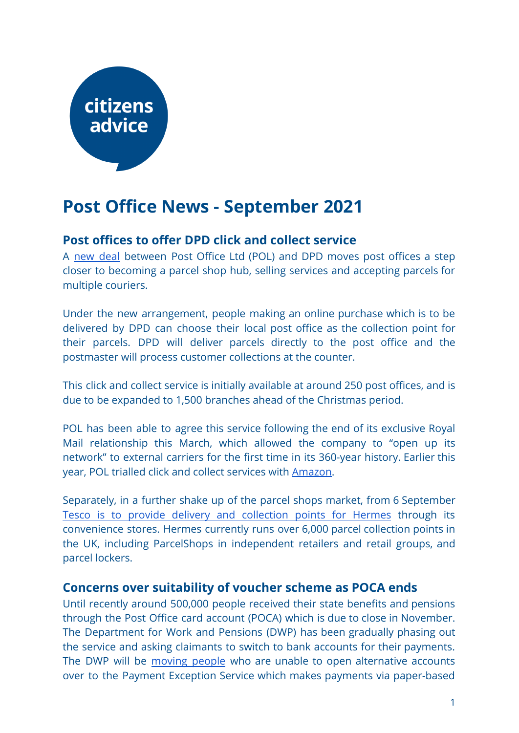citizens advice

# Post Office News - September 2021

## Post offices to offer DPD click and collect service

A new deal between Post Office Ltd (POL) and DPD moves post offices a step closer to becoming a parcel shop hub, selling services and accepting parcels for multiple couriers.

Under the new arrangement, people making an online purchase which is to be delivered by DPD can choose their local post office as the collection point for their parcels. DPD will deliver parcels directly to the post office and the postmaster will process customer collections at the counter.

This click and collect service is initially available at around 250 post offices, and is due to be expanded to 1,500 branches ahead of the Christmas period.

POL has been able to agree this service following the end of its exclusive Royal Mail relationship this March, which allowed the company to "open up its network" to external carriers for the first time in its 360-year history. Earlier this year, POL trialled click and collect services with Amazon.

Separately, in a further shake up of the parcel shops market, from 6 September Tesco is to provide delivery and collection points for Hermes through its convenience stores. Hermes currently runs over 6,000 parcel collection points in the UK, including ParcelShops in independent retailers and retail groups, and parcel lockers.

## Concerns over suitability of voucher scheme as POCA ends

Until recently around 500,000 people received their state benefits and pensions through the Post Office card account (POCA) which is due to close in November. The Department for Work and Pensions (DWP) has been gradually phasing out the service and asking claimants to switch to bank accounts for their payments. The DWP will be moving people who are unable to open alternative accounts over to the Payment Exception Service which makes payments via paper-based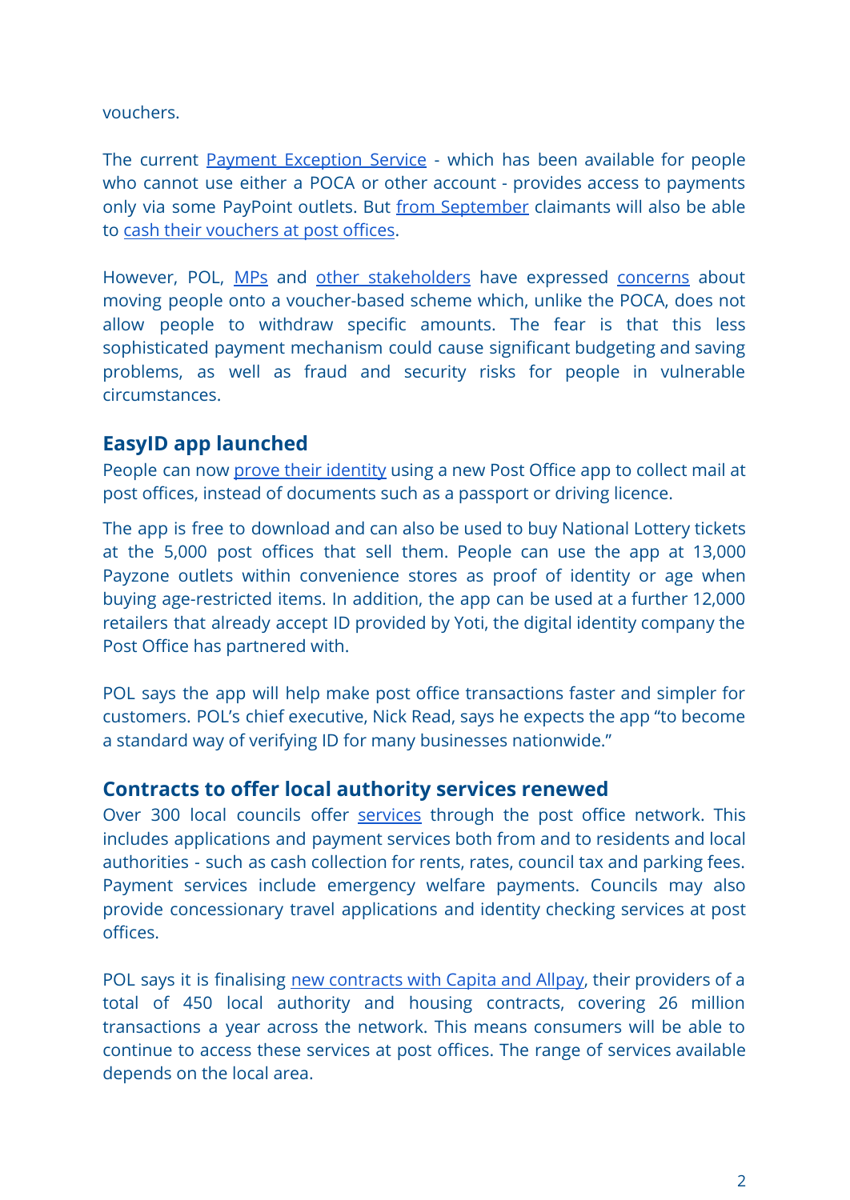vouchers.

The current Payment Exception Service - which has been available for people who cannot use either a POCA or other account - provides access to payments only via some PayPoint outlets. But from September claimants will also be able to cash their vouchers at post offices.

However, POL, MPs and other stakeholders have expressed concerns about moving people onto a voucher-based scheme which, unlike the POCA, does not allow people to withdraw specific amounts. The fear is that this less sophisticated payment mechanism could cause significant budgeting and saving problems, as well as fraud and security risks for people in vulnerable circumstances.

## EasyID app launched

People can now prove their identity using a new Post Office app to collect mail at post offices, instead of documents such as a passport or driving licence.

The app is free to download and can also be used to buy National Lottery tickets at the 5,000 post offices that sell them. People can use the app at 13,000 Payzone outlets within convenience stores as proof of identity or age when buying age-restricted items. In addition, the app can be used at a further 12,000 retailers that already accept ID provided by Yoti, the digital identity company the Post Office has partnered with.

POL says the app will help make post office transactions faster and simpler for customers. POL's chief executive, Nick Read, says he expects the app "to become a standard way of verifying ID for many businesses nationwide."

## Contracts to offer local authority services renewed

Over 300 local councils offer services through the post office network. This includes applications and payment services both from and to residents and local authorities - such as cash collection for rents, rates, council tax and parking fees. Payment services include emergency welfare payments. Councils may also provide concessionary travel applications and identity checking services at post offices.

POL says it is finalising new contracts with Capita and Allpay, their providers of a total of 450 local authority and housing contracts, covering 26 million transactions a year across the network. This means consumers will be able to continue to access these services at post offices. The range of services available depends on the local area.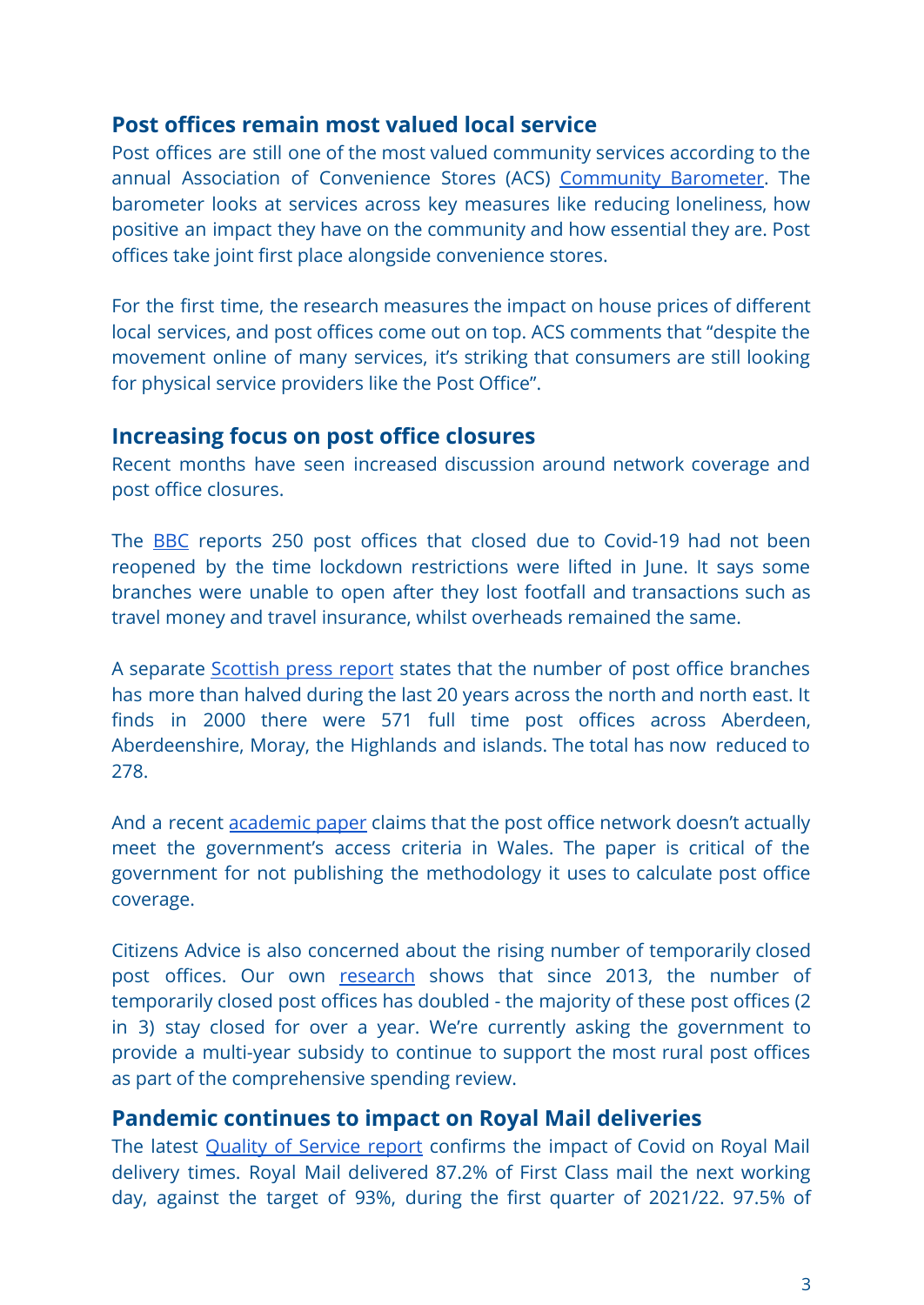## Post offices remain most valued local service

Post offices are still one of the most valued community services according to the annual Association of Convenience Stores (ACS) Community Barometer. The barometer looks at services across key measures like reducing loneliness, how positive an impact they have on the community and how essential they are. Post offices take joint first place alongside convenience stores.

For the first time, the research measures the impact on house prices of different local services, and post offices come out on top. ACS comments that "despite the movement online of many services, it's striking that consumers are still looking for physical service providers like the Post Office".

## Increasing focus on post office closures

Recent months have seen increased discussion around network coverage and post office closures.

The BBC reports 250 post offices that closed due to Covid-19 had not been reopened by the time lockdown restrictions were lifted in June. It says some branches were unable to open after they lost footfall and transactions such as travel money and travel insurance, whilst overheads remained the same.

A separate Scottish press report states that the number of post office branches has more than halved during the last 20 years across the north and north east. It finds in 2000 there were 571 full time post offices across Aberdeen, Aberdeenshire, Moray, the Highlands and islands. The total has now reduced to 278.

And a recent academic paper claims that the post office network doesn't actually meet the government's access criteria in Wales. The paper is critical of the government for not publishing the methodology it uses to calculate post office coverage.

Citizens Advice is also concerned about the rising number of temporarily closed post offices. Our own research shows that since 2013, the number of temporarily closed post offices has doubled - the majority of these post offices (2 in 3) stay closed for over a year. We're currently asking the government to provide a multi-year subsidy to continue to support the most rural post offices as part of the comprehensive spending review.

## Pandemic continues to impact on Royal Mail deliveries

The latest Quality of Service report confirms the impact of Covid on Royal Mail delivery times. Royal Mail delivered 87.2% of First Class mail the next working day, against the target of 93%, during the first quarter of 2021/22. 97.5% of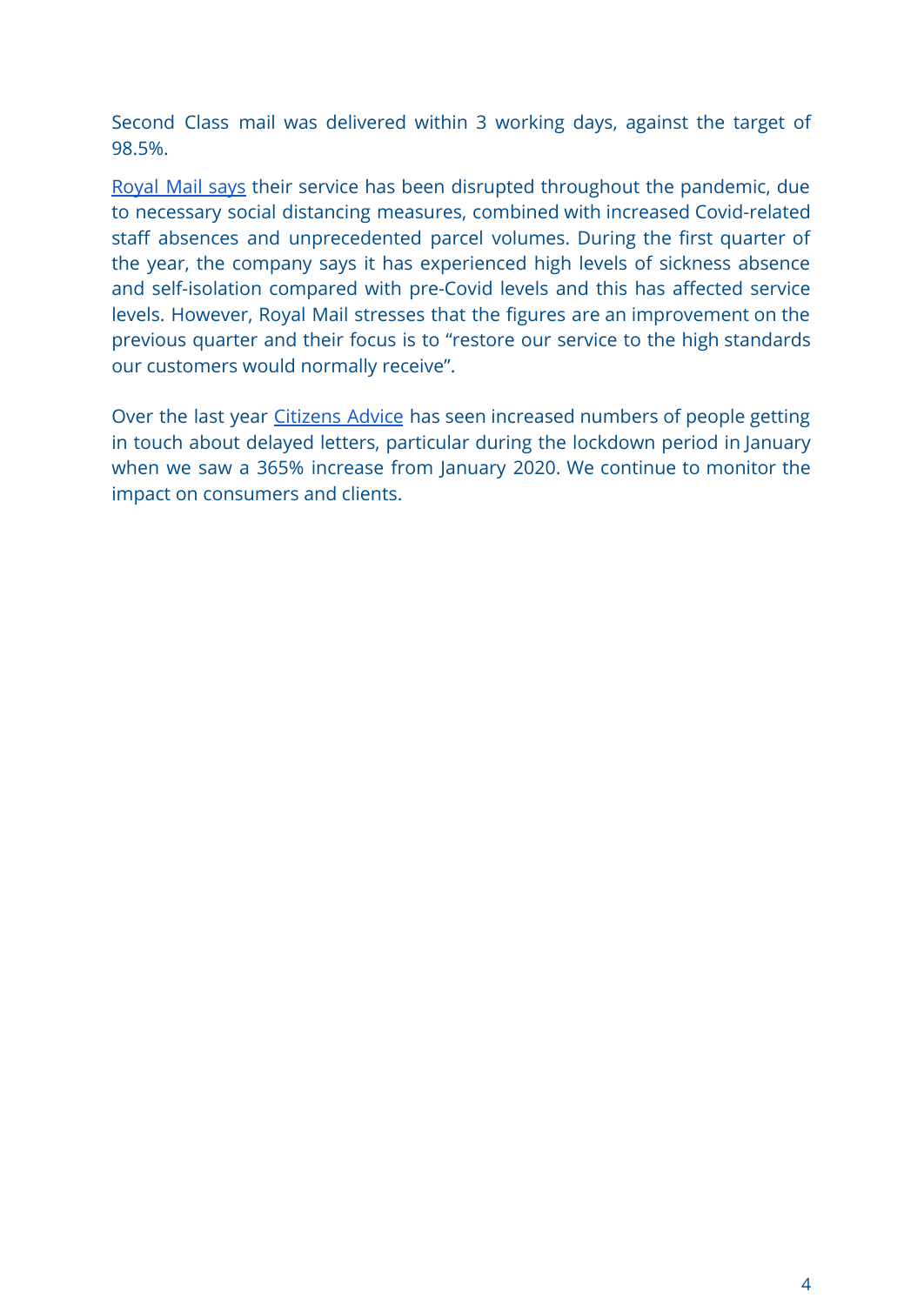Second Class mail was delivered within 3 working days, against the target of 98.5%.

Royal Mail says their service has been disrupted throughout the pandemic, due to necessary social distancing measures, combined with increased Covid-related staff absences and unprecedented parcel volumes. During the first quarter of the year, the company says it has experienced high levels of sickness absence and self-isolation compared with pre-Covid levels and this has affected service levels. However, Royal Mail stresses that the figures are an improvement on the previous quarter and their focus is to "restore our service to the high standards our customers would normally receive".

Over the last year Citizens Advice has seen increased numbers of people getting in touch about delayed letters, particular during the lockdown period in January when we saw a 365% increase from January 2020. We continue to monitor the impact on consumers and clients.